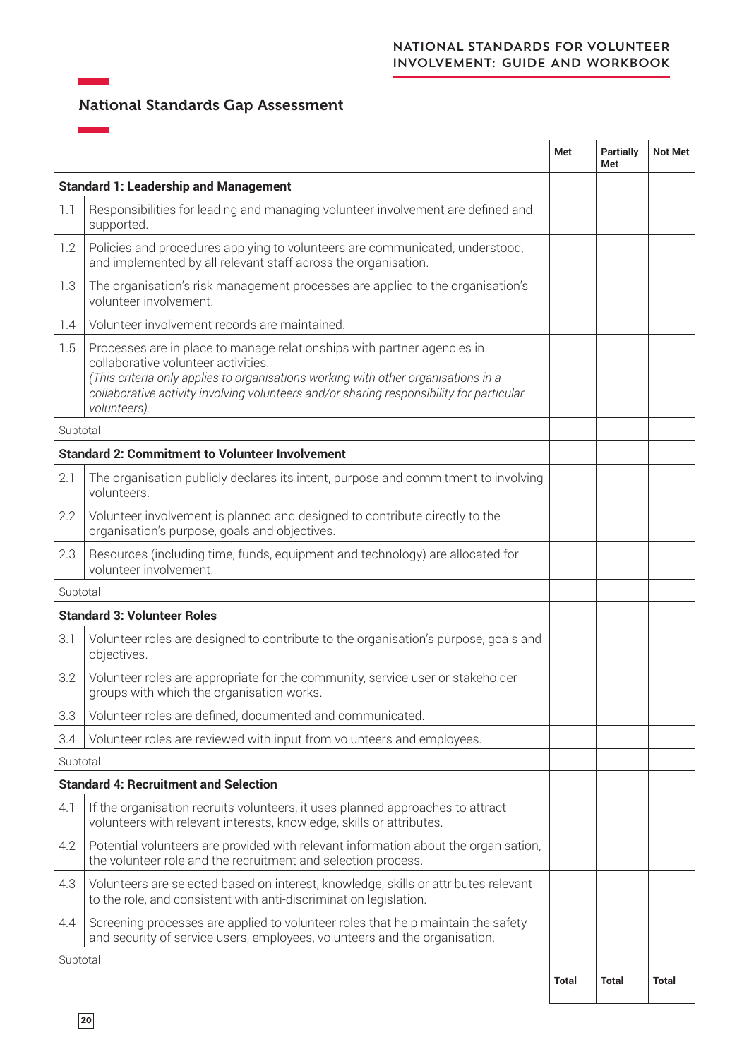## National Standards Gap Assessment

| | | Met | Partially Met | Not Met |
|---|---|---|---|---|
| **Standard 1: Leadership and Management** | | | | |
| 1.1 | Responsibilities for leading and managing volunteer involvement are defined and supported. | | | |
| 1.2 | Policies and procedures applying to volunteers are communicated, understood, and implemented by all relevant staff across the organisation. | | | |
| 1.3 | The organisation's risk management processes are applied to the organisation's volunteer involvement. | | | |
| 1.4 | Volunteer involvement records are maintained. | | | |
| 1.5 | Processes are in place to manage relationships with partner agencies in collaborative volunteer activities. *(This criteria only applies to organisations working with other organisations in a collaborative activity involving volunteers and/or sharing responsibility for particular volunteers).* | | | |
| Subtotal | | | | |
| **Standard 2: Commitment to Volunteer Involvement** | | | | |
| 2.1 | The organisation publicly declares its intent, purpose and commitment to involving volunteers. | | | |
| 2.2 | Volunteer involvement is planned and designed to contribute directly to the organisation's purpose, goals and objectives. | | | |
| 2.3 | Resources (including time, funds, equipment and technology) are allocated for volunteer involvement. | | | |
| Subtotal | | | | |
| **Standard 3: Volunteer Roles** | | | | |
| 3.1 | Volunteer roles are designed to contribute to the organisation's purpose, goals and objectives. | | | |
| 3.2 | Volunteer roles are appropriate for the community, service user or stakeholder groups with which the organisation works. | | | |
| 3.3 | Volunteer roles are defined, documented and communicated. | | | |
| 3.4 | Volunteer roles are reviewed with input from volunteers and employees. | | | |
| Subtotal | | | | |
| **Standard 4: Recruitment and Selection** | | | | |
| 4.1 | If the organisation recruits volunteers, it uses planned approaches to attract volunteers with relevant interests, knowledge, skills or attributes. | | | |
| 4.2 | Potential volunteers are provided with relevant information about the organisation, the volunteer role and the recruitment and selection process. | | | |
| 4.3 | Volunteers are selected based on interest, knowledge, skills or attributes relevant to the role, and consistent with anti-discrimination legislation. | | | |
| 4.4 | Screening processes are applied to volunteer roles that help maintain the safety and security of service users, employees, volunteers and the organisation. | | | |
| Subtotal | | | | |
| | | **Total** | **Total** | **Total** |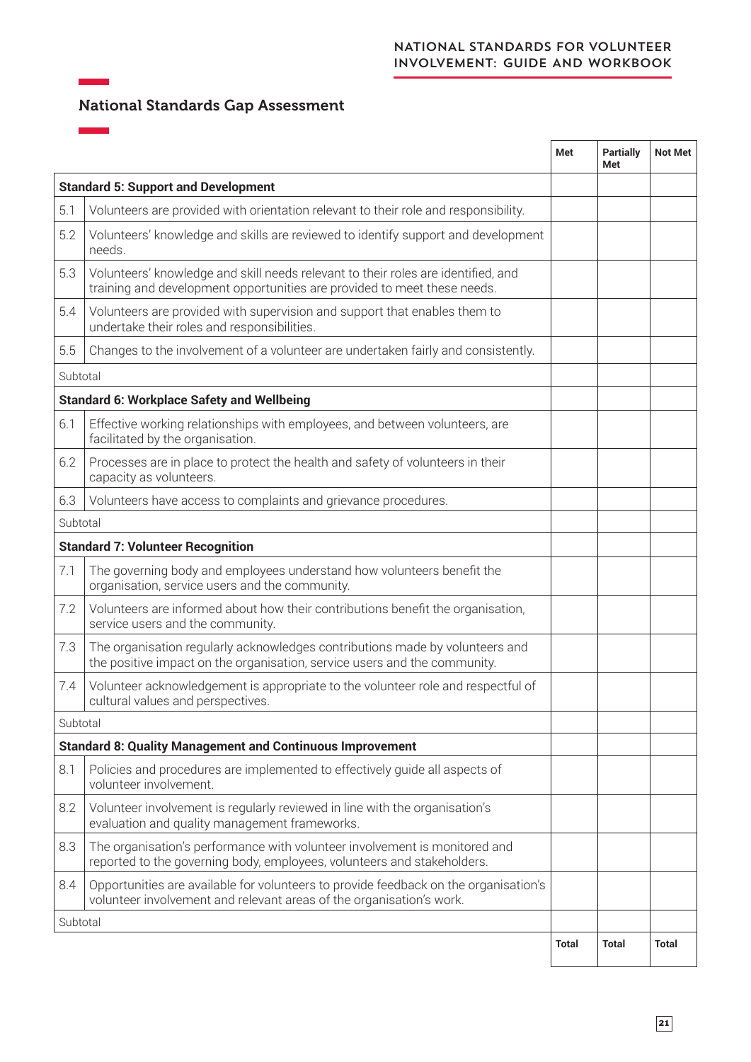## National Standards Gap Assessment

| | | Met | Partially Met | Not Met |
|---|---|---|---|---|
| **Standard 5: Support and Development** | | | | |
| 5.1 | Volunteers are provided with orientation relevant to their role and responsibility. | | | |
| 5.2 | Volunteers' knowledge and skills are reviewed to identify support and development needs. | | | |
| 5.3 | Volunteers' knowledge and skill needs relevant to their roles are identified, and training and development opportunities are provided to meet these needs. | | | |
| 5.4 | Volunteers are provided with supervision and support that enables them to undertake their roles and responsibilities. | | | |
| 5.5 | Changes to the involvement of a volunteer are undertaken fairly and consistently. | | | |
| Subtotal | | | | |
| **Standard 6: Workplace Safety and Wellbeing** | | | | |
| 6.1 | Effective working relationships with employees, and between volunteers, are facilitated by the organisation. | | | |
| 6.2 | Processes are in place to protect the health and safety of volunteers in their capacity as volunteers. | | | |
| 6.3 | Volunteers have access to complaints and grievance procedures. | | | |
| Subtotal | | | | |
| **Standard 7: Volunteer Recognition** | | | | |
| 7.1 | The governing body and employees understand how volunteers benefit the organisation, service users and the community. | | | |
| 7.2 | Volunteers are informed about how their contributions benefit the organisation, service users and the community. | | | |
| 7.3 | The organisation regularly acknowledges contributions made by volunteers and the positive impact on the organisation, service users and the community. | | | |
| 7.4 | Volunteer acknowledgement is appropriate to the volunteer role and respectful of cultural values and perspectives. | | | |
| Subtotal | | | | |
| **Standard 8: Quality Management and Continuous Improvement** | | | | |
| 8.1 | Policies and procedures are implemented to effectively guide all aspects of volunteer involvement. | | | |
| 8.2 | Volunteer involvement is regularly reviewed in line with the organisation's evaluation and quality management frameworks. | | | |
| 8.3 | The organisation's performance with volunteer involvement is monitored and reported to the governing body, employees, volunteers and stakeholders. | | | |
| 8.4 | Opportunities are available for volunteers to provide feedback on the organisation's volunteer involvement and relevant areas of the organisation's work. | | | |
| Subtotal | | | | |
| | | **Total** | **Total** | **Total** |